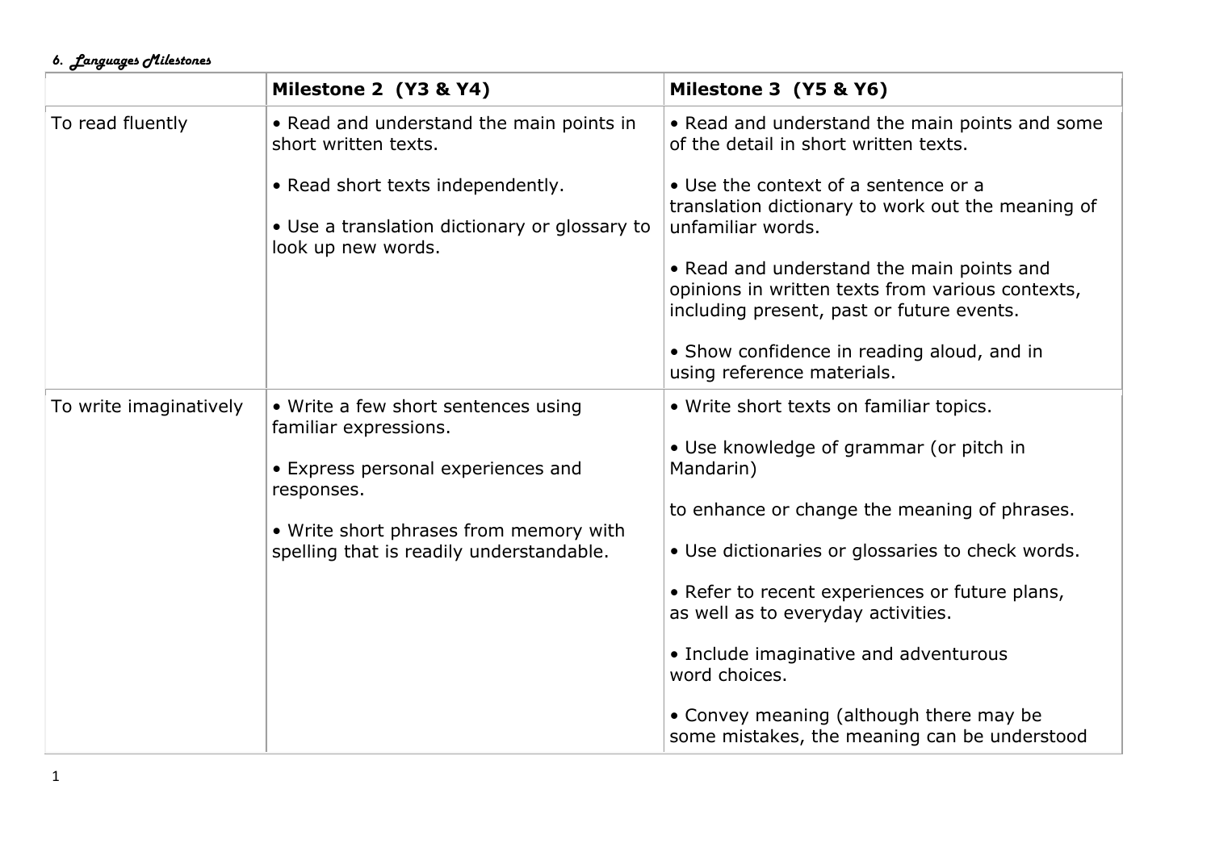*6. Languages Milestones*

| | **Milestone 2 (Y3 & Y4)** | **Milestone 3 (Y5 & Y6)** |
| --- | --- | --- |
| To read fluently | • Read and understand the main points in short written texts.<br><br>• Read short texts independently.<br><br>• Use a translation dictionary or glossary to look up new words. | • Read and understand the main points and some of the detail in short written texts.<br><br>• Use the context of a sentence or a translation dictionary to work out the meaning of unfamiliar words.<br><br>• Read and understand the main points and opinions in written texts from various contexts, including present, past or future events.<br><br>• Show confidence in reading aloud, and in using reference materials. |
| To write imaginatively | • Write a few short sentences using familiar expressions.<br><br>• Express personal experiences and responses.<br><br>• Write short phrases from memory with spelling that is readily understandable. | • Write short texts on familiar topics.<br><br>• Use knowledge of grammar (or pitch in Mandarin)<br><br>to enhance or change the meaning of phrases.<br><br>• Use dictionaries or glossaries to check words.<br><br>• Refer to recent experiences or future plans, as well as to everyday activities.<br><br>• Include imaginative and adventurous word choices.<br><br>• Convey meaning (although there may be some mistakes, the meaning can be understood |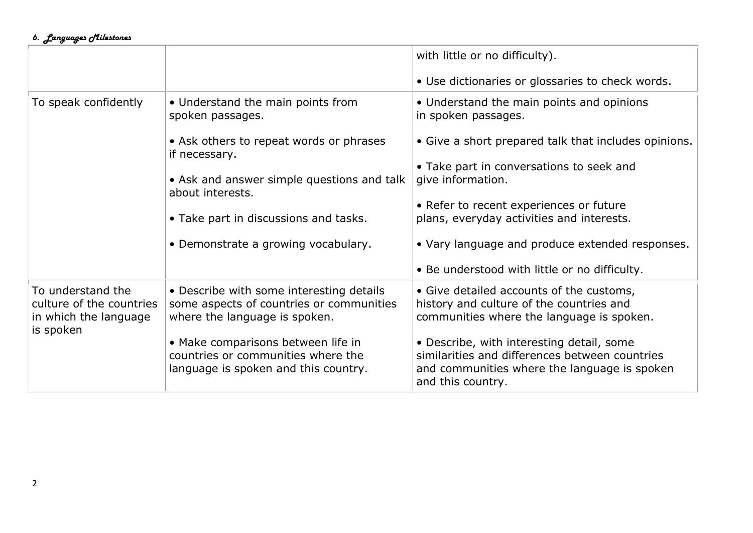*6. Languages Milestones*

| | | |
|---|---|---|
| | | with little or no difficulty).<br><br>• Use dictionaries or glossaries to check words. |
| To speak confidently | • Understand the main points from spoken passages.<br><br>• Ask others to repeat words or phrases if necessary.<br><br>• Ask and answer simple questions and talk about interests.<br><br>• Take part in discussions and tasks.<br><br>• Demonstrate a growing vocabulary. | • Understand the main points and opinions in spoken passages.<br><br>• Give a short prepared talk that includes opinions.<br><br>• Take part in conversations to seek and give information.<br><br>• Refer to recent experiences or future plans, everyday activities and interests.<br><br>• Vary language and produce extended responses.<br><br>• Be understood with little or no difficulty. |
| To understand the culture of the countries in which the language is spoken | • Describe with some interesting details some aspects of countries or communities where the language is spoken.<br><br>• Make comparisons between life in countries or communities where the language is spoken and this country. | • Give detailed accounts of the customs, history and culture of the countries and communities where the language is spoken.<br><br>• Describe, with interesting detail, some similarities and differences between countries and communities where the language is spoken and this country. |